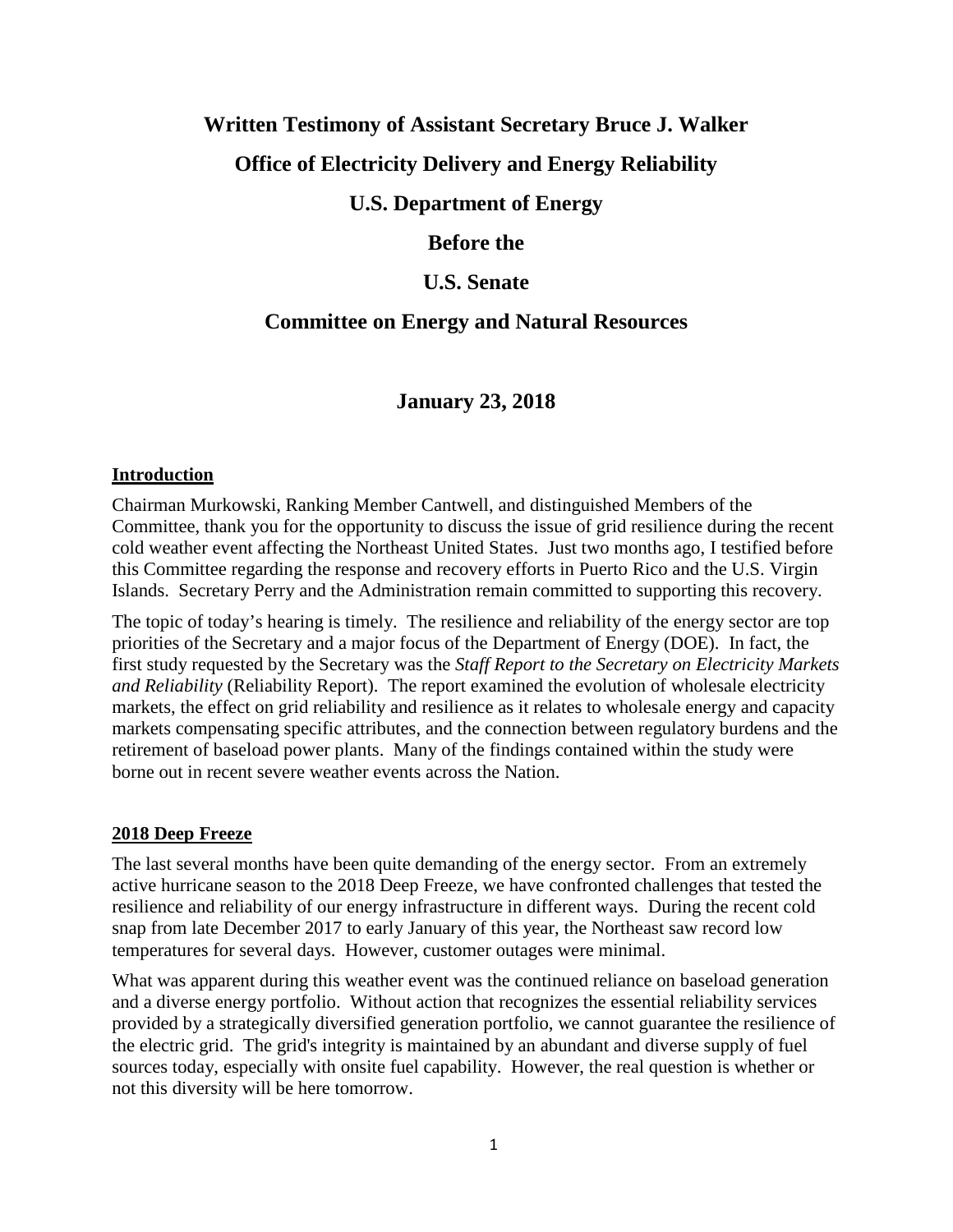# Written Testimony of Assistant Secretary Bruce J. Walker

## Office of Electricity Delivery and Energy Reliability

## U.S. Department of Energy

## Before the

## U.S. Senate

## Committee on Energy and Natural Resources

### January 23, 2018

**Introduction**

Chairman Murkowski, Ranking Member Cantwell, and distinguished Members of the Committee, thank you for the opportunity to discuss the issue of grid resilience during the recent cold weather event affecting the Northeast United States. Just two months ago, I testified before this Committee regarding the response and recovery efforts in Puerto Rico and the U.S. Virgin Islands. Secretary Perry and the Administration remain committed to supporting this recovery.

The topic of today's hearing is timely. The resilience and reliability of the energy sector are top priorities of the Secretary and a major focus of the Department of Energy (DOE). In fact, the first study requested by the Secretary was the *Staff Report to the Secretary on Electricity Markets and Reliability* (Reliability Report). The report examined the evolution of wholesale electricity markets, the effect on grid reliability and resilience as it relates to wholesale energy and capacity markets compensating specific attributes, and the connection between regulatory burdens and the retirement of baseload power plants. Many of the findings contained within the study were borne out in recent severe weather events across the Nation.

**2018 Deep Freeze**

The last several months have been quite demanding of the energy sector. From an extremely active hurricane season to the 2018 Deep Freeze, we have confronted challenges that tested the resilience and reliability of our energy infrastructure in different ways. During the recent cold snap from late December 2017 to early January of this year, the Northeast saw record low temperatures for several days. However, customer outages were minimal.

What was apparent during this weather event was the continued reliance on baseload generation and a diverse energy portfolio. Without action that recognizes the essential reliability services provided by a strategically diversified generation portfolio, we cannot guarantee the resilience of the electric grid. The grid's integrity is maintained by an abundant and diverse supply of fuel sources today, especially with onsite fuel capability. However, the real question is whether or not this diversity will be here tomorrow.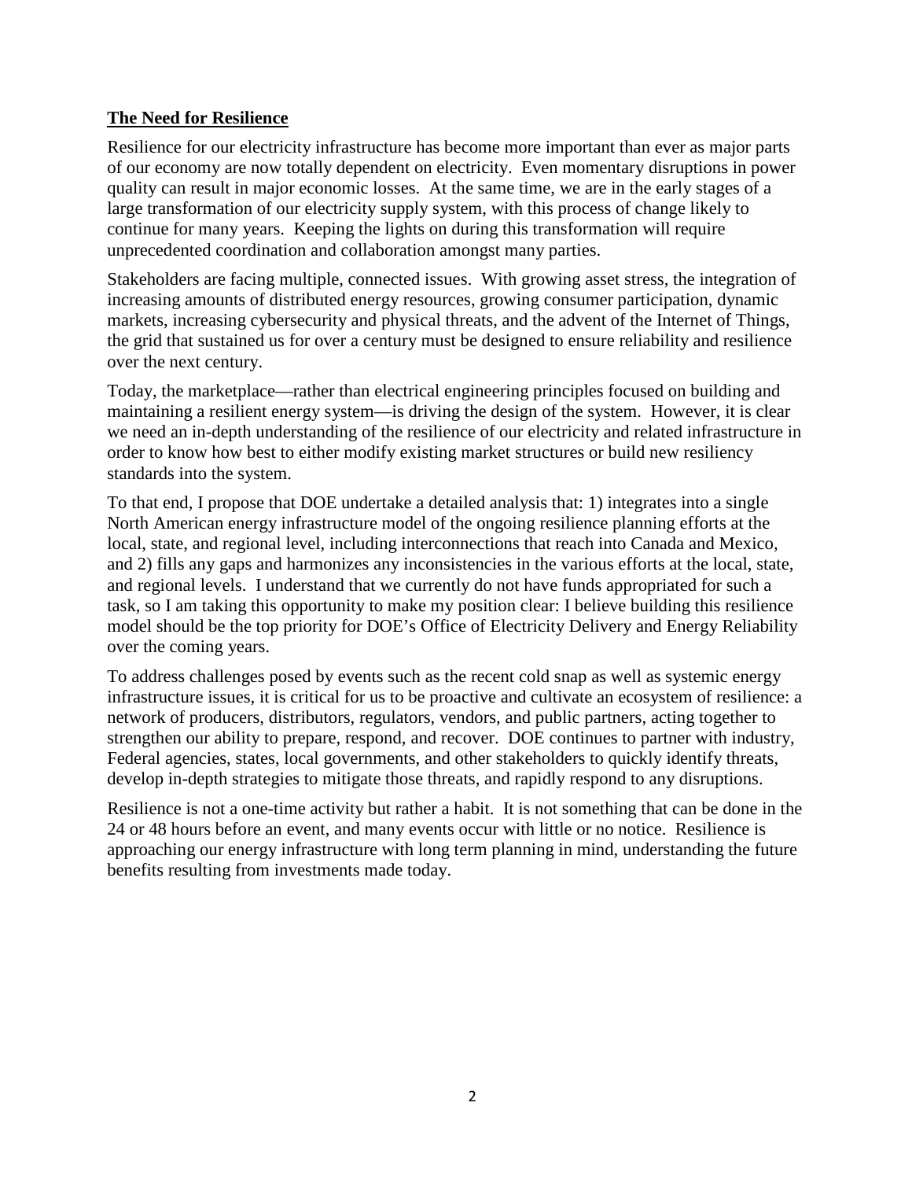## The Need for Resilience

Resilience for our electricity infrastructure has become more important than ever as major parts of our economy are now totally dependent on electricity. Even momentary disruptions in power quality can result in major economic losses. At the same time, we are in the early stages of a large transformation of our electricity supply system, with this process of change likely to continue for many years. Keeping the lights on during this transformation will require unprecedented coordination and collaboration amongst many parties.

Stakeholders are facing multiple, connected issues. With growing asset stress, the integration of increasing amounts of distributed energy resources, growing consumer participation, dynamic markets, increasing cybersecurity and physical threats, and the advent of the Internet of Things, the grid that sustained us for over a century must be designed to ensure reliability and resilience over the next century.

Today, the marketplace—rather than electrical engineering principles focused on building and maintaining a resilient energy system—is driving the design of the system. However, it is clear we need an in-depth understanding of the resilience of our electricity and related infrastructure in order to know how best to either modify existing market structures or build new resiliency standards into the system.

To that end, I propose that DOE undertake a detailed analysis that: 1) integrates into a single North American energy infrastructure model of the ongoing resilience planning efforts at the local, state, and regional level, including interconnections that reach into Canada and Mexico, and 2) fills any gaps and harmonizes any inconsistencies in the various efforts at the local, state, and regional levels. I understand that we currently do not have funds appropriated for such a task, so I am taking this opportunity to make my position clear: I believe building this resilience model should be the top priority for DOE's Office of Electricity Delivery and Energy Reliability over the coming years.

To address challenges posed by events such as the recent cold snap as well as systemic energy infrastructure issues, it is critical for us to be proactive and cultivate an ecosystem of resilience: a network of producers, distributors, regulators, vendors, and public partners, acting together to strengthen our ability to prepare, respond, and recover. DOE continues to partner with industry, Federal agencies, states, local governments, and other stakeholders to quickly identify threats, develop in-depth strategies to mitigate those threats, and rapidly respond to any disruptions.

Resilience is not a one-time activity but rather a habit. It is not something that can be done in the 24 or 48 hours before an event, and many events occur with little or no notice. Resilience is approaching our energy infrastructure with long term planning in mind, understanding the future benefits resulting from investments made today.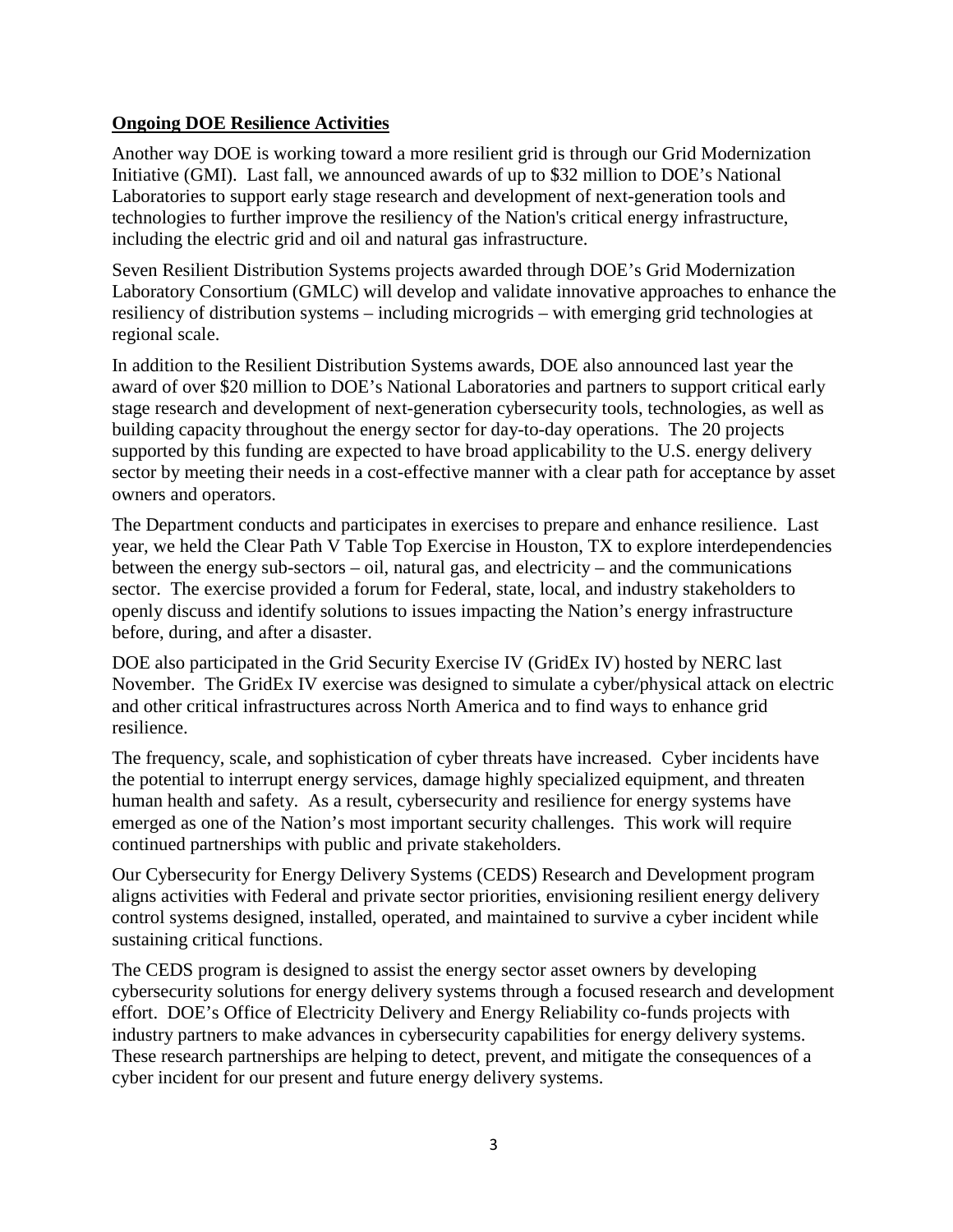## Ongoing DOE Resilience Activities

Another way DOE is working toward a more resilient grid is through our Grid Modernization Initiative (GMI). Last fall, we announced awards of up to $32 million to DOE's National Laboratories to support early stage research and development of next-generation tools and technologies to further improve the resiliency of the Nation's critical energy infrastructure, including the electric grid and oil and natural gas infrastructure.

Seven Resilient Distribution Systems projects awarded through DOE's Grid Modernization Laboratory Consortium (GMLC) will develop and validate innovative approaches to enhance the resiliency of distribution systems – including microgrids – with emerging grid technologies at regional scale.

In addition to the Resilient Distribution Systems awards, DOE also announced last year the award of over $20 million to DOE's National Laboratories and partners to support critical early stage research and development of next-generation cybersecurity tools, technologies, as well as building capacity throughout the energy sector for day-to-day operations. The 20 projects supported by this funding are expected to have broad applicability to the U.S. energy delivery sector by meeting their needs in a cost-effective manner with a clear path for acceptance by asset owners and operators.

The Department conducts and participates in exercises to prepare and enhance resilience. Last year, we held the Clear Path V Table Top Exercise in Houston, TX to explore interdependencies between the energy sub-sectors – oil, natural gas, and electricity – and the communications sector. The exercise provided a forum for Federal, state, local, and industry stakeholders to openly discuss and identify solutions to issues impacting the Nation's energy infrastructure before, during, and after a disaster.

DOE also participated in the Grid Security Exercise IV (GridEx IV) hosted by NERC last November. The GridEx IV exercise was designed to simulate a cyber/physical attack on electric and other critical infrastructures across North America and to find ways to enhance grid resilience.

The frequency, scale, and sophistication of cyber threats have increased. Cyber incidents have the potential to interrupt energy services, damage highly specialized equipment, and threaten human health and safety. As a result, cybersecurity and resilience for energy systems have emerged as one of the Nation's most important security challenges. This work will require continued partnerships with public and private stakeholders.

Our Cybersecurity for Energy Delivery Systems (CEDS) Research and Development program aligns activities with Federal and private sector priorities, envisioning resilient energy delivery control systems designed, installed, operated, and maintained to survive a cyber incident while sustaining critical functions.

The CEDS program is designed to assist the energy sector asset owners by developing cybersecurity solutions for energy delivery systems through a focused research and development effort. DOE's Office of Electricity Delivery and Energy Reliability co-funds projects with industry partners to make advances in cybersecurity capabilities for energy delivery systems. These research partnerships are helping to detect, prevent, and mitigate the consequences of a cyber incident for our present and future energy delivery systems.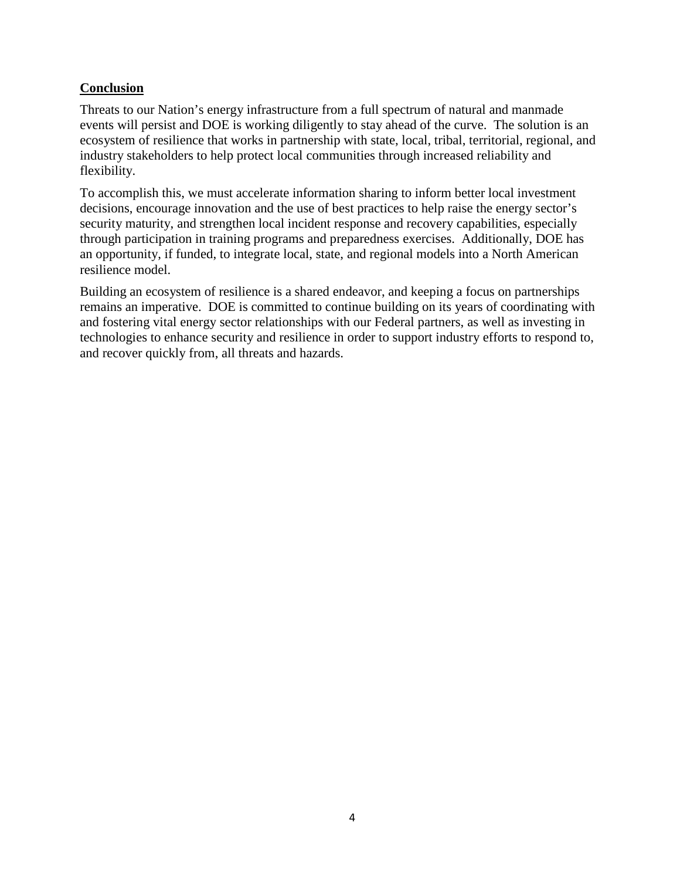## Conclusion

Threats to our Nation's energy infrastructure from a full spectrum of natural and manmade events will persist and DOE is working diligently to stay ahead of the curve. The solution is an ecosystem of resilience that works in partnership with state, local, tribal, territorial, regional, and industry stakeholders to help protect local communities through increased reliability and flexibility.

To accomplish this, we must accelerate information sharing to inform better local investment decisions, encourage innovation and the use of best practices to help raise the energy sector's security maturity, and strengthen local incident response and recovery capabilities, especially through participation in training programs and preparedness exercises. Additionally, DOE has an opportunity, if funded, to integrate local, state, and regional models into a North American resilience model.

Building an ecosystem of resilience is a shared endeavor, and keeping a focus on partnerships remains an imperative. DOE is committed to continue building on its years of coordinating with and fostering vital energy sector relationships with our Federal partners, as well as investing in technologies to enhance security and resilience in order to support industry efforts to respond to, and recover quickly from, all threats and hazards.